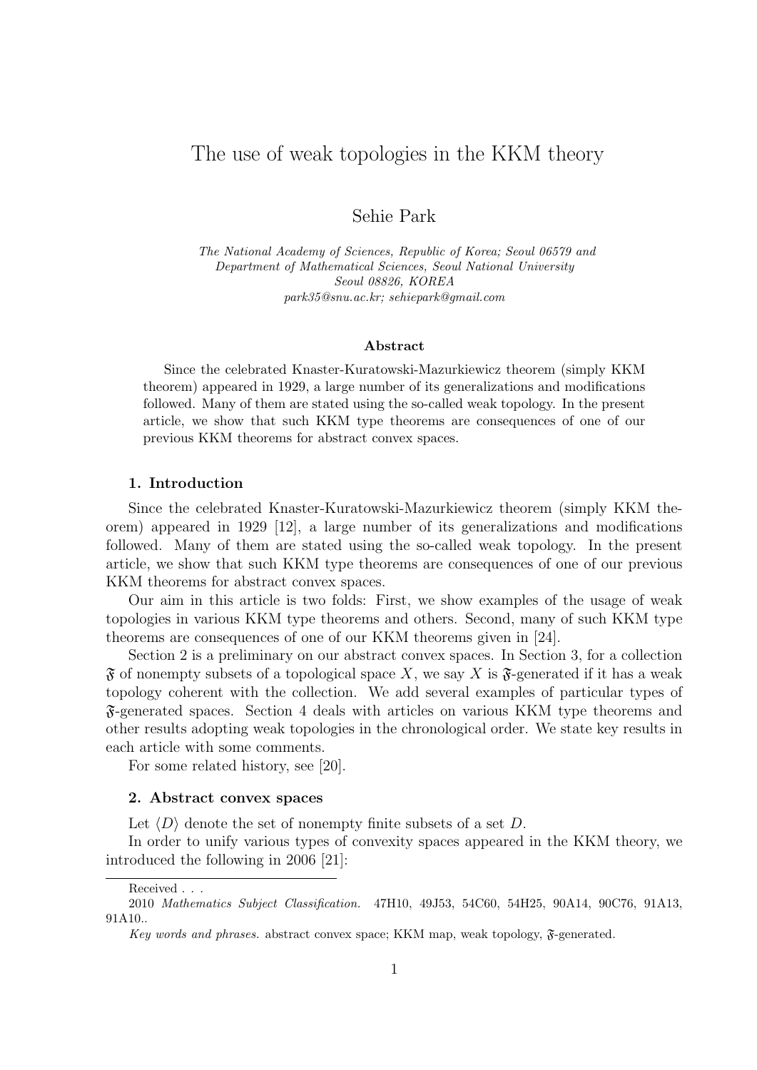# The use of weak topologies in the KKM theory

Sehie Park

*The National Academy of Sciences, Republic of Korea; Seoul 06579 and Department of Mathematical Sciences, Seoul National University Seoul 08826, KOREA*
*park35@snu.ac.kr; sehiepark@gmail.com*

**Abstract**

Since the celebrated Knaster-Kuratowski-Mazurkiewicz theorem (simply KKM theorem) appeared in 1929, a large number of its generalizations and modifications followed. Many of them are stated using the so-called weak topology. In the present article, we show that such KKM type theorems are consequences of one of our previous KKM theorems for abstract convex spaces.

## 1. Introduction

Since the celebrated Knaster-Kuratowski-Mazurkiewicz theorem (simply KKM theorem) appeared in 1929 [12], a large number of its generalizations and modifications followed. Many of them are stated using the so-called weak topology. In the present article, we show that such KKM type theorems are consequences of one of our previous KKM theorems for abstract convex spaces.

Our aim in this article is two folds: First, we show examples of the usage of weak topologies in various KKM type theorems and others. Second, many of such KKM type theorems are consequences of one of our KKM theorems given in [24].

Section 2 is a preliminary on our abstract convex spaces. In Section 3, for a collection $\mathfrak{F}$ of nonempty subsets of a topological space $X$, we say $X$ is $\mathfrak{F}$-generated if it has a weak topology coherent with the collection. We add several examples of particular types of $\mathfrak{F}$-generated spaces. Section 4 deals with articles on various KKM type theorems and other results adopting weak topologies in the chronological order. We state key results in each article with some comments.

For some related history, see [20].

## 2. Abstract convex spaces

Let $\langle D \rangle$ denote the set of nonempty finite subsets of a set $D$.

In order to unify various types of convexity spaces appeared in the KKM theory, we introduced the following in 2006 [21]:

---

Received . . .

2010 *Mathematics Subject Classification.* 47H10, 49J53, 54C60, 54H25, 90A14, 90C76, 91A13, 91A10..

*Key words and phrases.* abstract convex space; KKM map, weak topology, $\mathfrak{F}$-generated.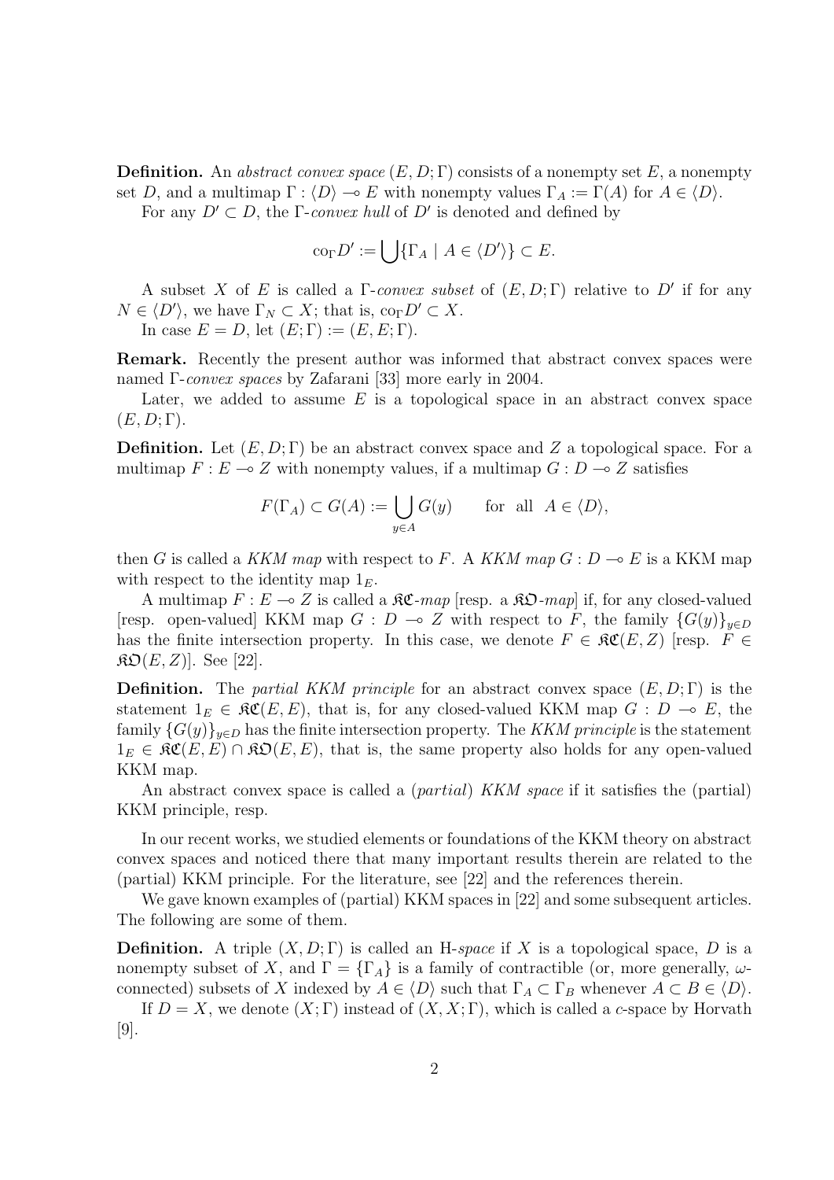**Definition.** An *abstract convex space* $(E, D; \Gamma)$ consists of a nonempty set $E$, a nonempty set $D$, and a multimap $\Gamma : \langle D \rangle \multimap E$ with nonempty values $\Gamma_A := \Gamma(A)$ for $A \in \langle D \rangle$.

For any $D' \subset D$, the $\Gamma$-*convex hull* of $D'$ is denoted and defined by

$$\mathrm{co}_\Gamma D' := \bigcup \{\Gamma_A \mid A \in \langle D' \rangle\} \subset E.$$

A subset $X$ of $E$ is called a $\Gamma$-*convex subset* of $(E, D; \Gamma)$ relative to $D'$ if for any $N \in \langle D' \rangle$, we have $\Gamma_N \subset X$; that is, $\mathrm{co}_\Gamma D' \subset X$.

In case $E = D$, let $(E; \Gamma) := (E, E; \Gamma)$.

**Remark.** Recently the present author was informed that abstract convex spaces were named $\Gamma$-*convex spaces* by Zafarani [33] more early in 2004.

Later, we added to assume $E$ is a topological space in an abstract convex space $(E, D; \Gamma)$.

**Definition.** Let $(E, D; \Gamma)$ be an abstract convex space and $Z$ a topological space. For a multimap $F : E \multimap Z$ with nonempty values, if a multimap $G : D \multimap Z$ satisfies

$$F(\Gamma_A) \subset G(A) := \bigcup_{y \in A} G(y) \qquad \text{for all} \quad A \in \langle D \rangle,$$

then $G$ is called a *KKM map* with respect to $F$. A *KKM map* $G : D \multimap E$ is a KKM map with respect to the identity map $1_E$.

A multimap $F : E \multimap Z$ is called a $\mathfrak{KC}$-*map* [resp. a $\mathfrak{KO}$-*map*] if, for any closed-valued [resp. open-valued] KKM map $G : D \multimap Z$ with respect to $F$, the family $\{G(y)\}_{y \in D}$ has the finite intersection property. In this case, we denote $F \in \mathfrak{KC}(E, Z)$ [resp. $F \in \mathfrak{KO}(E, Z)$]. See [22].

**Definition.** The *partial KKM principle* for an abstract convex space $(E, D; \Gamma)$ is the statement $1_E \in \mathfrak{KC}(E, E)$, that is, for any closed-valued KKM map $G : D \multimap E$, the family $\{G(y)\}_{y \in D}$ has the finite intersection property. The *KKM principle* is the statement $1_E \in \mathfrak{KC}(E, E) \cap \mathfrak{KO}(E, E)$, that is, the same property also holds for any open-valued KKM map.

An abstract convex space is called a (*partial*) *KKM space* if it satisfies the (partial) KKM principle, resp.

In our recent works, we studied elements or foundations of the KKM theory on abstract convex spaces and noticed there that many important results therein are related to the (partial) KKM principle. For the literature, see [22] and the references therein.

We gave known examples of (partial) KKM spaces in [22] and some subsequent articles. The following are some of them.

**Definition.** A triple $(X, D; \Gamma)$ is called an H-*space* if $X$ is a topological space, $D$ is a nonempty subset of $X$, and $\Gamma = \{\Gamma_A\}$ is a family of contractible (or, more generally, $\omega$-connected) subsets of $X$ indexed by $A \in \langle D \rangle$ such that $\Gamma_A \subset \Gamma_B$ whenever $A \subset B \in \langle D \rangle$.

If $D = X$, we denote $(X; \Gamma)$ instead of $(X, X; \Gamma)$, which is called a *c*-space by Horvath [9].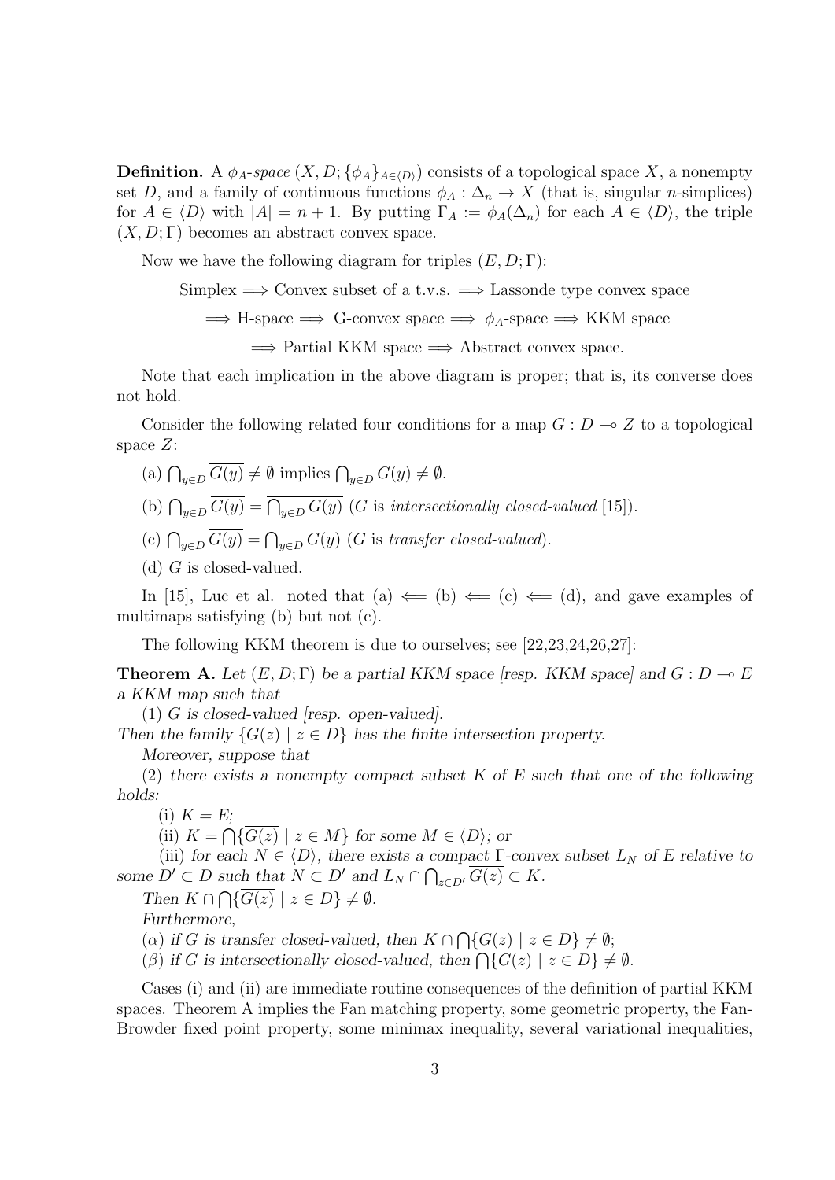**Definition.** A $\phi_A$-*space* $(X, D; \{\phi_A\}_{A \in \langle D \rangle})$ consists of a topological space $X$, a nonempty set $D$, and a family of continuous functions $\phi_A : \Delta_n \to X$ (that is, singular $n$-simplices) for $A \in \langle D \rangle$ with $|A| = n+1$. By putting $\Gamma_A := \phi_A(\Delta_n)$ for each $A \in \langle D \rangle$, the triple $(X, D; \Gamma)$ becomes an abstract convex space.

Now we have the following diagram for triples $(E, D; \Gamma)$:

Simplex $\Longrightarrow$ Convex subset of a t.v.s. $\Longrightarrow$ Lassonde type convex space

$\Longrightarrow$ H-space $\Longrightarrow$ G-convex space $\Longrightarrow$ $\phi_A$-space $\Longrightarrow$ KKM space

$\Longrightarrow$ Partial KKM space $\Longrightarrow$ Abstract convex space.

Note that each implication in the above diagram is proper; that is, its converse does not hold.

Consider the following related four conditions for a map $G : D \multimap Z$ to a topological space $Z$:

(a) $\bigcap_{y \in D} \overline{G(y)} \neq \emptyset$ implies $\bigcap_{y \in D} G(y) \neq \emptyset$.

(b) $\bigcap_{y \in D} \overline{G(y)} = \overline{\bigcap_{y \in D} G(y)}$ ($G$ is *intersectionally closed-valued* [15]).

(c) $\bigcap_{y \in D} \overline{G(y)} = \bigcap_{y \in D} G(y)$ ($G$ is *transfer closed-valued*).

(d) $G$ is closed-valued.

In [15], Luc et al. noted that (a) $\Longleftarrow$ (b) $\Longleftarrow$ (c) $\Longleftarrow$ (d), and gave examples of multimaps satisfying (b) but not (c).

The following KKM theorem is due to ourselves; see [22,23,24,26,27]:

**Theorem A.** *Let $(E, D; \Gamma)$ be a partial KKM space [resp. KKM space] and $G : D \multimap E$ a KKM map such that*

(1) *$G$ is closed-valued [resp. open-valued].*

*Then the family $\{G(z) \mid z \in D\}$ has the finite intersection property.*

*Moreover, suppose that*

(2) *there exists a nonempty compact subset $K$ of $E$ such that one of the following holds:*

(i) *$K = E$;*

(ii) *$K = \bigcap\{\overline{G(z)} \mid z \in M\}$ for some $M \in \langle D \rangle$; or*

(iii) *for each $N \in \langle D \rangle$, there exists a compact $\Gamma$-convex subset $L_N$ of $E$ relative to some $D' \subset D$ such that $N \subset D'$ and $L_N \cap \bigcap_{z \in D'} \overline{G(z)} \subset K$.*

*Then $K \cap \bigcap\{\overline{G(z)} \mid z \in D\} \neq \emptyset$.*

*Furthermore,*

($\alpha$) *if $G$ is transfer closed-valued, then $K \cap \bigcap\{G(z) \mid z \in D\} \neq \emptyset$;*

($\beta$) *if $G$ is intersectionally closed-valued, then $\bigcap\{G(z) \mid z \in D\} \neq \emptyset$.*

Cases (i) and (ii) are immediate routine consequences of the definition of partial KKM spaces. Theorem A implies the Fan matching property, some geometric property, the Fan-Browder fixed point property, some minimax inequality, several variational inequalities,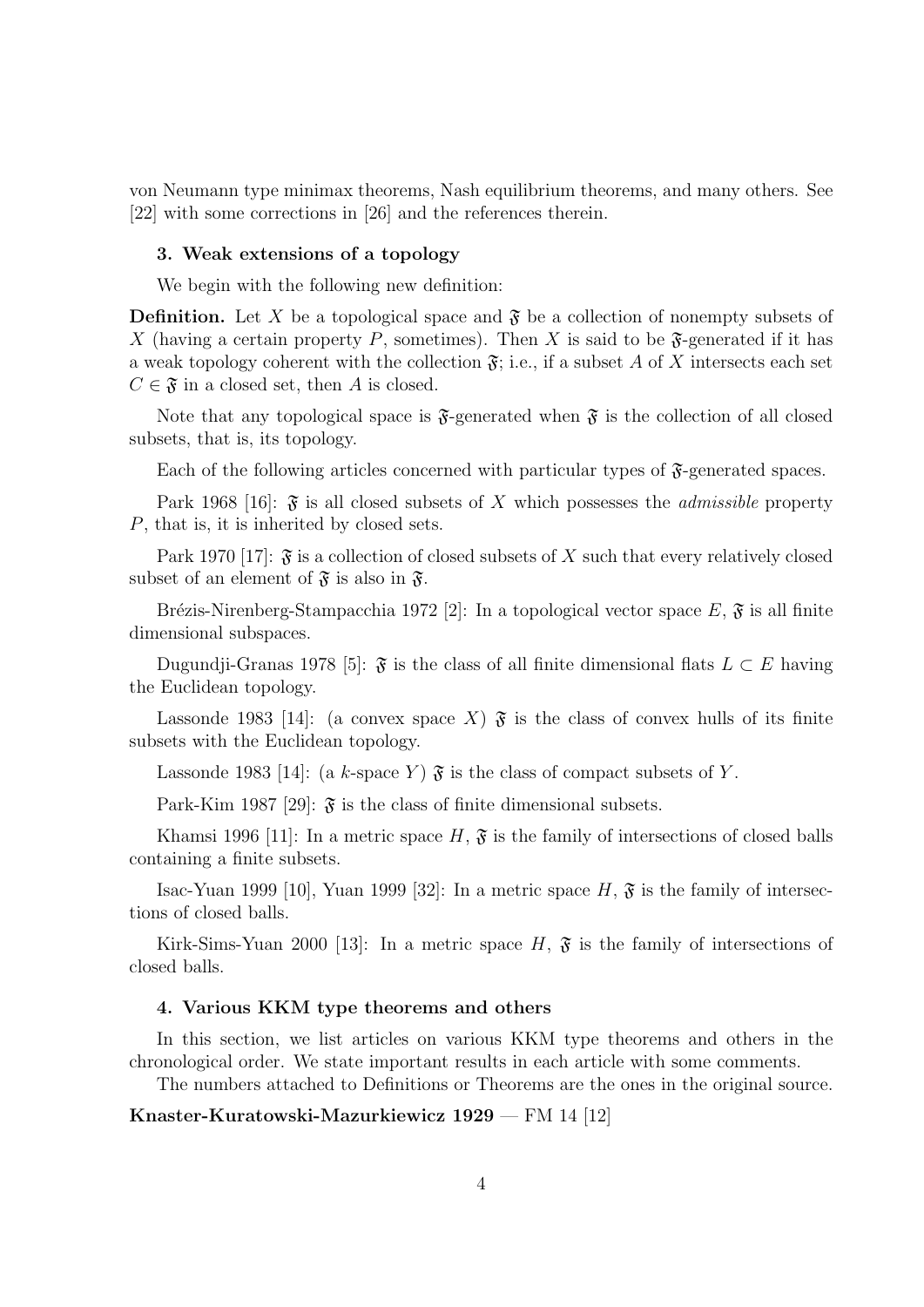von Neumann type minimax theorems, Nash equilibrium theorems, and many others. See [22] with some corrections in [26] and the references therein.

### 3. Weak extensions of a topology

We begin with the following new definition:

**Definition.** Let $X$ be a topological space and $\mathfrak{F}$ be a collection of nonempty subsets of $X$ (having a certain property $P$, sometimes). Then $X$ is said to be $\mathfrak{F}$-generated if it has a weak topology coherent with the collection $\mathfrak{F}$; i.e., if a subset $A$ of $X$ intersects each set $C \in \mathfrak{F}$ in a closed set, then $A$ is closed.

Note that any topological space is $\mathfrak{F}$-generated when $\mathfrak{F}$ is the collection of all closed subsets, that is, its topology.

Each of the following articles concerned with particular types of $\mathfrak{F}$-generated spaces.

Park 1968 [16]: $\mathfrak{F}$ is all closed subsets of $X$ which possesses the *admissible* property $P$, that is, it is inherited by closed sets.

Park 1970 [17]: $\mathfrak{F}$ is a collection of closed subsets of $X$ such that every relatively closed subset of an element of $\mathfrak{F}$ is also in $\mathfrak{F}$.

Brézis-Nirenberg-Stampacchia 1972 [2]: In a topological vector space $E$, $\mathfrak{F}$ is all finite dimensional subspaces.

Dugundji-Granas 1978 [5]: $\mathfrak{F}$ is the class of all finite dimensional flats $L \subset E$ having the Euclidean topology.

Lassonde 1983 [14]: (a convex space $X$) $\mathfrak{F}$ is the class of convex hulls of its finite subsets with the Euclidean topology.

Lassonde 1983 [14]: (a $k$-space $Y$) $\mathfrak{F}$ is the class of compact subsets of $Y$.

Park-Kim 1987 [29]: $\mathfrak{F}$ is the class of finite dimensional subsets.

Khamsi 1996 [11]: In a metric space $H$, $\mathfrak{F}$ is the family of intersections of closed balls containing a finite subsets.

Isac-Yuan 1999 [10], Yuan 1999 [32]: In a metric space $H$, $\mathfrak{F}$ is the family of intersections of closed balls.

Kirk-Sims-Yuan 2000 [13]: In a metric space $H$, $\mathfrak{F}$ is the family of intersections of closed balls.

### 4. Various KKM type theorems and others

In this section, we list articles on various KKM type theorems and others in the chronological order. We state important results in each article with some comments.

The numbers attached to Definitions or Theorems are the ones in the original source.

**Knaster-Kuratowski-Mazurkiewicz 1929** — FM 14 [12]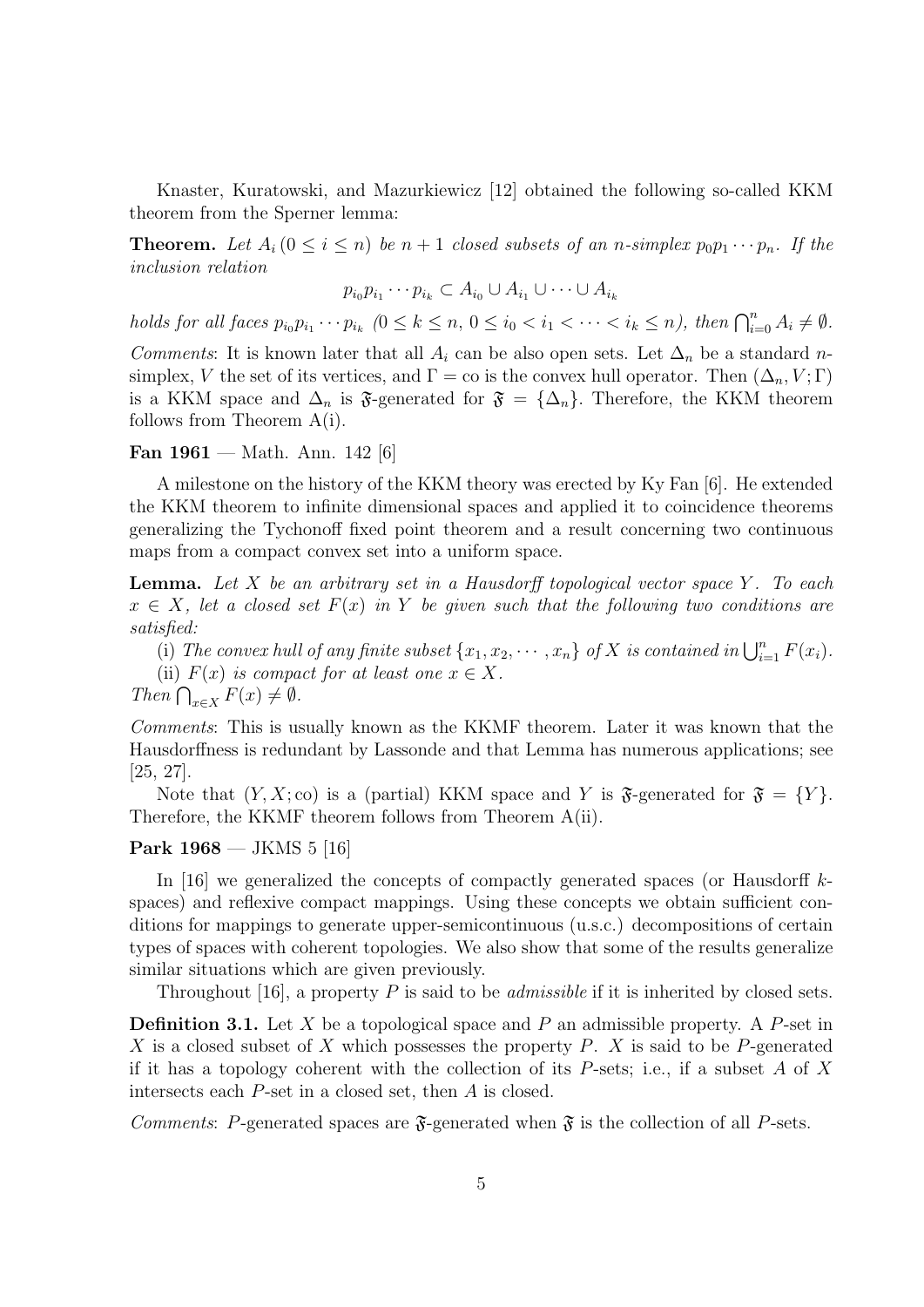Knaster, Kuratowski, and Mazurkiewicz [12] obtained the following so-called KKM theorem from the Sperner lemma:

**Theorem.** *Let $A_i\,(0 \le i \le n)$ be $n+1$ closed subsets of an $n$-simplex $p_0p_1\cdots p_n$. If the inclusion relation*

$$p_{i_0}p_{i_1}\cdots p_{i_k} \subset A_{i_0} \cup A_{i_1} \cup \cdots \cup A_{i_k}$$

*holds for all faces $p_{i_0}p_{i_1}\cdots p_{i_k}$ ($0 \le k \le n$, $0 \le i_0 < i_1 < \cdots < i_k \le n$), then $\bigcap_{i=0}^n A_i \neq \emptyset$.*

*Comments*: It is known later that all $A_i$ can be also open sets. Let $\Delta_n$ be a standard $n$-simplex, $V$ the set of its vertices, and $\Gamma = \mathrm{co}$ is the convex hull operator. Then $(\Delta_n, V; \Gamma)$ is a KKM space and $\Delta_n$ is $\mathfrak{F}$-generated for $\mathfrak{F} = \{\Delta_n\}$. Therefore, the KKM theorem follows from Theorem A(i).

**Fan 1961** — Math. Ann. 142 [6]

A milestone on the history of the KKM theory was erected by Ky Fan [6]. He extended the KKM theorem to infinite dimensional spaces and applied it to coincidence theorems generalizing the Tychonoff fixed point theorem and a result concerning two continuous maps from a compact convex set into a uniform space.

**Lemma.** *Let $X$ be an arbitrary set in a Hausdorff topological vector space $Y$. To each $x \in X$, let a closed set $F(x)$ in $Y$ be given such that the following two conditions are satisfied:*

(i) *The convex hull of any finite subset $\{x_1, x_2, \cdots, x_n\}$ of $X$ is contained in $\bigcup_{i=1}^n F(x_i)$.*
(ii) *$F(x)$ is compact for at least one $x \in X$.*
*Then $\bigcap_{x\in X} F(x) \neq \emptyset$.*

*Comments*: This is usually known as the KKMF theorem. Later it was known that the Hausdorffness is redundant by Lassonde and that Lemma has numerous applications; see [25, 27].

Note that $(Y, X; \mathrm{co})$ is a (partial) KKM space and $Y$ is $\mathfrak{F}$-generated for $\mathfrak{F} = \{Y\}$. Therefore, the KKMF theorem follows from Theorem A(ii).

**Park 1968** — JKMS 5 [16]

In [16] we generalized the concepts of compactly generated spaces (or Hausdorff $k$-spaces) and reflexive compact mappings. Using these concepts we obtain sufficient conditions for mappings to generate upper-semicontinuous (u.s.c.) decompositions of certain types of spaces with coherent topologies. We also show that some of the results generalize similar situations which are given previously.

Throughout [16], a property $P$ is said to be *admissible* if it is inherited by closed sets.

**Definition 3.1.** Let $X$ be a topological space and $P$ an admissible property. A $P$-set in $X$ is a closed subset of $X$ which possesses the property $P$. $X$ is said to be $P$-generated if it has a topology coherent with the collection of its $P$-sets; i.e., if a subset $A$ of $X$ intersects each $P$-set in a closed set, then $A$ is closed.

*Comments*: $P$-generated spaces are $\mathfrak{F}$-generated when $\mathfrak{F}$ is the collection of all $P$-sets.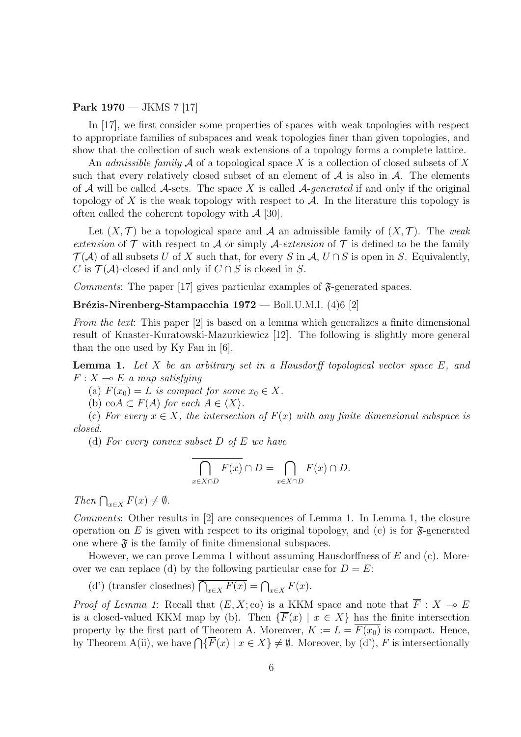**Park 1970** — JKMS 7 [17]

In [17], we first consider some properties of spaces with weak topologies with respect to appropriate families of subspaces and weak topologies finer than given topologies, and show that the collection of such weak extensions of a topology forms a complete lattice.

An *admissible family* $\mathcal{A}$ of a topological space $X$ is a collection of closed subsets of $X$ such that every relatively closed subset of an element of $\mathcal{A}$ is also in $\mathcal{A}$. The elements of $\mathcal{A}$ will be called $\mathcal{A}$-sets. The space $X$ is called $\mathcal{A}$-*generated* if and only if the original topology of $X$ is the weak topology with respect to $\mathcal{A}$. In the literature this topology is often called the coherent topology with $\mathcal{A}$ [30].

Let $(X, \mathcal{T})$ be a topological space and $\mathcal{A}$ an admissible family of $(X, \mathcal{T})$. The *weak extension* of $\mathcal{T}$ with respect to $\mathcal{A}$ or simply $\mathcal{A}$-*extension* of $\mathcal{T}$ is defined to be the family $\mathcal{T}(\mathcal{A})$ of all subsets $U$ of $X$ such that, for every $S$ in $\mathcal{A}$, $U \cap S$ is open in $S$. Equivalently, $C$ is $\mathcal{T}(\mathcal{A})$-closed if and only if $C \cap S$ is closed in $S$.

*Comments*: The paper [17] gives particular examples of $\mathfrak{F}$-generated spaces.

**Brézis-Nirenberg-Stampacchia 1972** — Boll.U.M.I. (4)6 [2]

*From the text*: This paper [2] is based on a lemma which generalizes a finite dimensional result of Knaster-Kuratowski-Mazurkiewicz [12]. The following is slightly more general than the one used by Ky Fan in [6].

**Lemma 1.** *Let $X$ be an arbitrary set in a Hausdorff topological vector space $E$, and $F : X \multimap E$ a map satisfying*

(a) $\overline{F(x_0)} = L$ *is compact for some* $x_0 \in X$.

(b) $\mathrm{co}A \subset F(A)$ *for each* $A \in \langle X \rangle$.

(c) *For every $x \in X$, the intersection of $F(x)$ with any finite dimensional subspace is closed.*

(d) *For every convex subset $D$ of $E$ we have*

$$\overline{\bigcap_{x \in X \cap D} F(x)} \cap D = \bigcap_{x \in X \cap D} F(x) \cap D.$$

*Then* $\bigcap_{x \in X} F(x) \neq \emptyset$.

*Comments*: Other results in [2] are consequences of Lemma 1. In Lemma 1, the closure operation on $E$ is given with respect to its original topology, and (c) is for $\mathfrak{F}$-generated one where $\mathfrak{F}$ is the family of finite dimensional subspaces.

However, we can prove Lemma 1 without assuming Hausdorffness of $E$ and (c). Moreover we can replace (d) by the following particular case for $D = E$:

(d') (transfer closednes) $\overline{\bigcap_{x \in X} F(x)} = \bigcap_{x \in X} F(x)$.

*Proof of Lemma 1*: Recall that $(E, X; \mathrm{co})$ is a KKM space and note that $\overline{F} : X \multimap E$ is a closed-valued KKM map by (b). Then $\{\overline{F}(x) \mid x \in X\}$ has the finite intersection property by the first part of Theorem A. Moreover, $K := L = \overline{F(x_0)}$ is compact. Hence, by Theorem A(ii), we have $\bigcap\{\overline{F}(x) \mid x \in X\} \neq \emptyset$. Moreover, by (d'), $F$ is intersectionally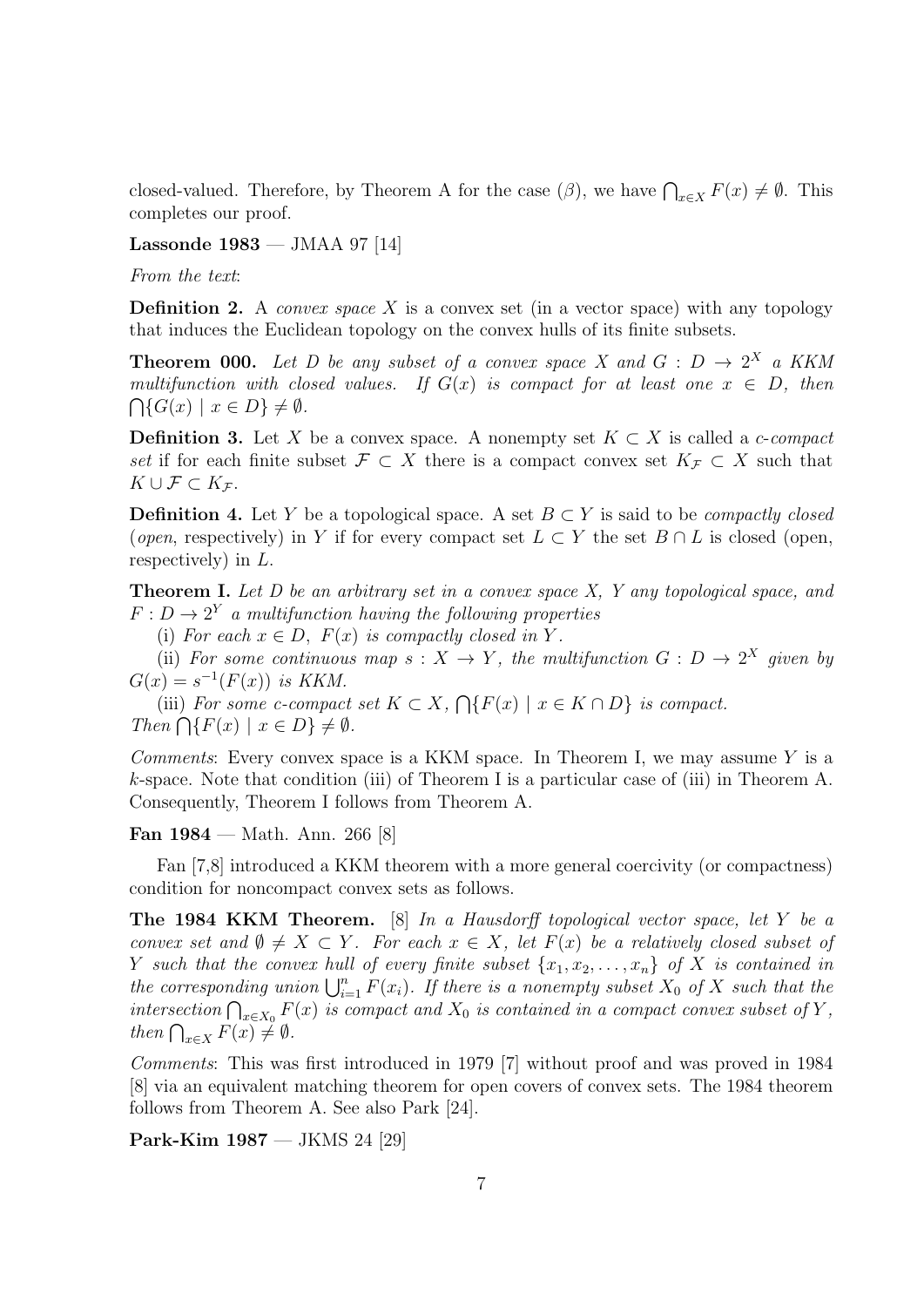closed-valued. Therefore, by Theorem A for the case $(\beta)$, we have $\bigcap_{x\in X} F(x) \neq \emptyset$. This completes our proof.

**Lassonde 1983** — JMAA 97 [14]

*From the text*:

**Definition 2.** A *convex space* $X$ is a convex set (in a vector space) with any topology that induces the Euclidean topology on the convex hulls of its finite subsets.

**Theorem 000.** *Let $D$ be any subset of a convex space $X$ and $G : D \to 2^X$ a KKM multifunction with closed values. If $G(x)$ is compact for at least one $x \in D$, then $\bigcap\{G(x) \mid x \in D\} \neq \emptyset$.*

**Definition 3.** Let $X$ be a convex space. A nonempty set $K \subset X$ is called a *c-compact set* if for each finite subset $\mathcal{F} \subset X$ there is a compact convex set $K_{\mathcal{F}} \subset X$ such that $K \cup \mathcal{F} \subset K_{\mathcal{F}}$.

**Definition 4.** Let $Y$ be a topological space. A set $B \subset Y$ is said to be *compactly closed* (*open*, respectively) in $Y$ if for every compact set $L \subset Y$ the set $B \cap L$ is closed (open, respectively) in $L$.

**Theorem I.** *Let $D$ be an arbitrary set in a convex space $X$, $Y$ any topological space, and $F : D \to 2^Y$ a multifunction having the following properties*

(i) *For each $x \in D$, $F(x)$ is compactly closed in $Y$.*

(ii) *For some continuous map $s : X \to Y$, the multifunction $G : D \to 2^X$ given by $G(x) = s^{-1}(F(x))$ is KKM.*

(iii) *For some c-compact set $K \subset X$, $\bigcap\{F(x) \mid x \in K \cap D\}$ is compact.*

*Then $\bigcap\{F(x) \mid x \in D\} \neq \emptyset$.*

*Comments*: Every convex space is a KKM space. In Theorem I, we may assume $Y$ is a $k$-space. Note that condition (iii) of Theorem I is a particular case of (iii) in Theorem A. Consequently, Theorem I follows from Theorem A.

**Fan 1984** — Math. Ann. 266 [8]

Fan [7,8] introduced a KKM theorem with a more general coercivity (or compactness) condition for noncompact convex sets as follows.

**The 1984 KKM Theorem.** [8] *In a Hausdorff topological vector space, let $Y$ be a convex set and $\emptyset \neq X \subset Y$. For each $x \in X$, let $F(x)$ be a relatively closed subset of $Y$ such that the convex hull of every finite subset $\{x_1, x_2, \ldots, x_n\}$ of $X$ is contained in the corresponding union $\bigcup_{i=1}^n F(x_i)$. If there is a nonempty subset $X_0$ of $X$ such that the intersection $\bigcap_{x\in X_0} F(x)$ is compact and $X_0$ is contained in a compact convex subset of $Y$, then $\bigcap_{x\in X} F(x) \neq \emptyset$.*

*Comments*: This was first introduced in 1979 [7] without proof and was proved in 1984 [8] via an equivalent matching theorem for open covers of convex sets. The 1984 theorem follows from Theorem A. See also Park [24].

**Park-Kim 1987** — JKMS 24 [29]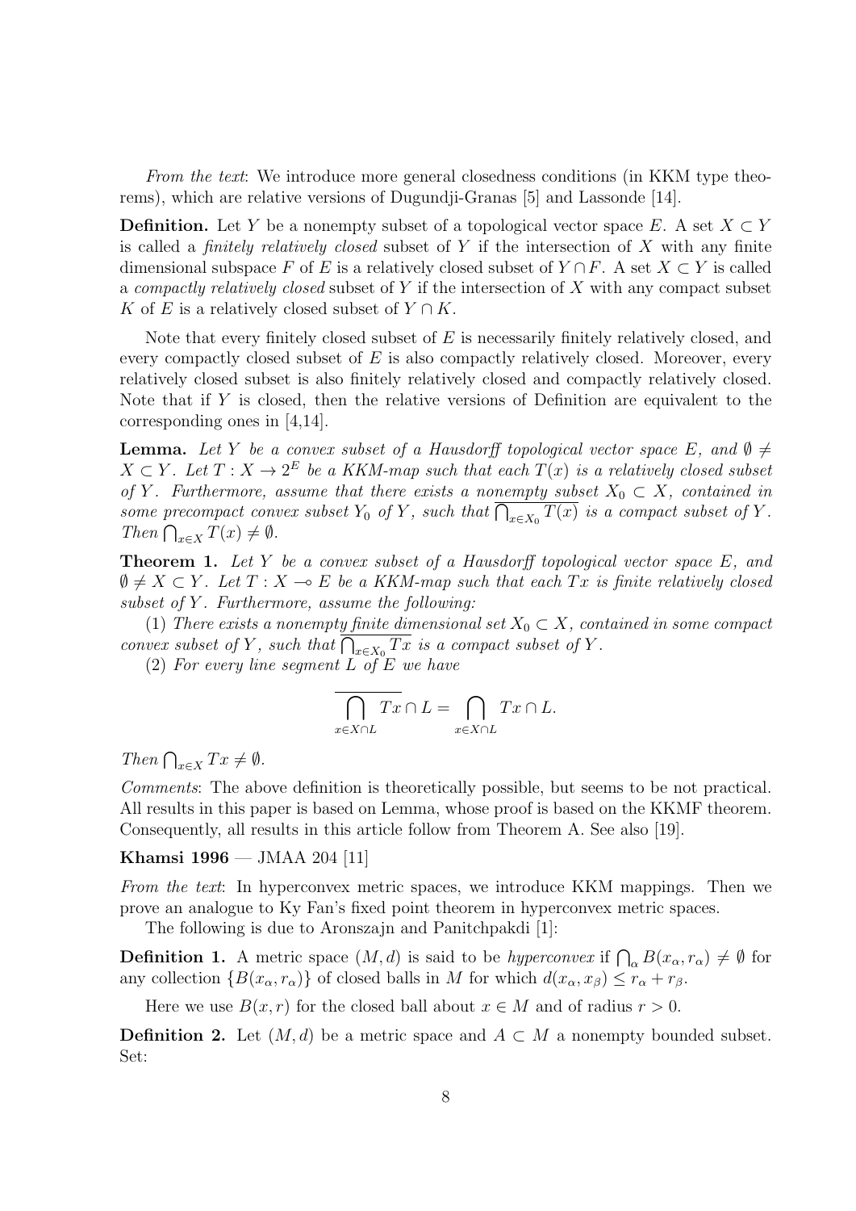*From the text*: We introduce more general closedness conditions (in KKM type theorems), which are relative versions of Dugundji-Granas [5] and Lassonde [14].

**Definition.** Let $Y$ be a nonempty subset of a topological vector space $E$. A set $X \subset Y$ is called a *finitely relatively closed* subset of $Y$ if the intersection of $X$ with any finite dimensional subspace $F$ of $E$ is a relatively closed subset of $Y \cap F$. A set $X \subset Y$ is called a *compactly relatively closed* subset of $Y$ if the intersection of $X$ with any compact subset $K$ of $E$ is a relatively closed subset of $Y \cap K$.

Note that every finitely closed subset of $E$ is necessarily finitely relatively closed, and every compactly closed subset of $E$ is also compactly relatively closed. Moreover, every relatively closed subset is also finitely relatively closed and compactly relatively closed. Note that if $Y$ is closed, then the relative versions of Definition are equivalent to the corresponding ones in [4,14].

**Lemma.** *Let $Y$ be a convex subset of a Hausdorff topological vector space $E$, and $\emptyset \neq X \subset Y$. Let $T : X \to 2^E$ be a KKM-map such that each $T(x)$ is a relatively closed subset of $Y$. Furthermore, assume that there exists a nonempty subset $X_0 \subset X$, contained in some precompact convex subset $Y_0$ of $Y$, such that $\overline{\bigcap_{x \in X_0} T(x)}$ is a compact subset of $Y$. Then $\bigcap_{x \in X} T(x) \neq \emptyset$.*

**Theorem 1.** *Let $Y$ be a convex subset of a Hausdorff topological vector space $E$, and $\emptyset \neq X \subset Y$. Let $T : X \multimap E$ be a KKM-map such that each $Tx$ is finite relatively closed subset of $Y$. Furthermore, assume the following:*

(1) *There exists a nonempty finite dimensional set $X_0 \subset X$, contained in some compact convex subset of $Y$, such that $\overline{\bigcap_{x \in X_0} Tx}$ is a compact subset of $Y$.*

(2) *For every line segment $L$ of $E$ we have*

$$\overline{\bigcap_{x \in X \cap L} Tx} \cap L = \bigcap_{x \in X \cap L} Tx \cap L.$$

*Then $\bigcap_{x \in X} Tx \neq \emptyset$.*

*Comments*: The above definition is theoretically possible, but seems to be not practical. All results in this paper is based on Lemma, whose proof is based on the KKMF theorem. Consequently, all results in this article follow from Theorem A. See also [19].

**Khamsi 1996** — JMAA 204 [11]

*From the text*: In hyperconvex metric spaces, we introduce KKM mappings. Then we prove an analogue to Ky Fan's fixed point theorem in hyperconvex metric spaces.

The following is due to Aronszajn and Panitchpakdi [1]:

**Definition 1.** A metric space $(M, d)$ is said to be *hyperconvex* if $\bigcap_\alpha B(x_\alpha, r_\alpha) \neq \emptyset$ for any collection $\{B(x_\alpha, r_\alpha)\}$ of closed balls in $M$ for which $d(x_\alpha, x_\beta) \leq r_\alpha + r_\beta$.

Here we use $B(x, r)$ for the closed ball about $x \in M$ and of radius $r > 0$.

**Definition 2.** Let $(M, d)$ be a metric space and $A \subset M$ a nonempty bounded subset. Set: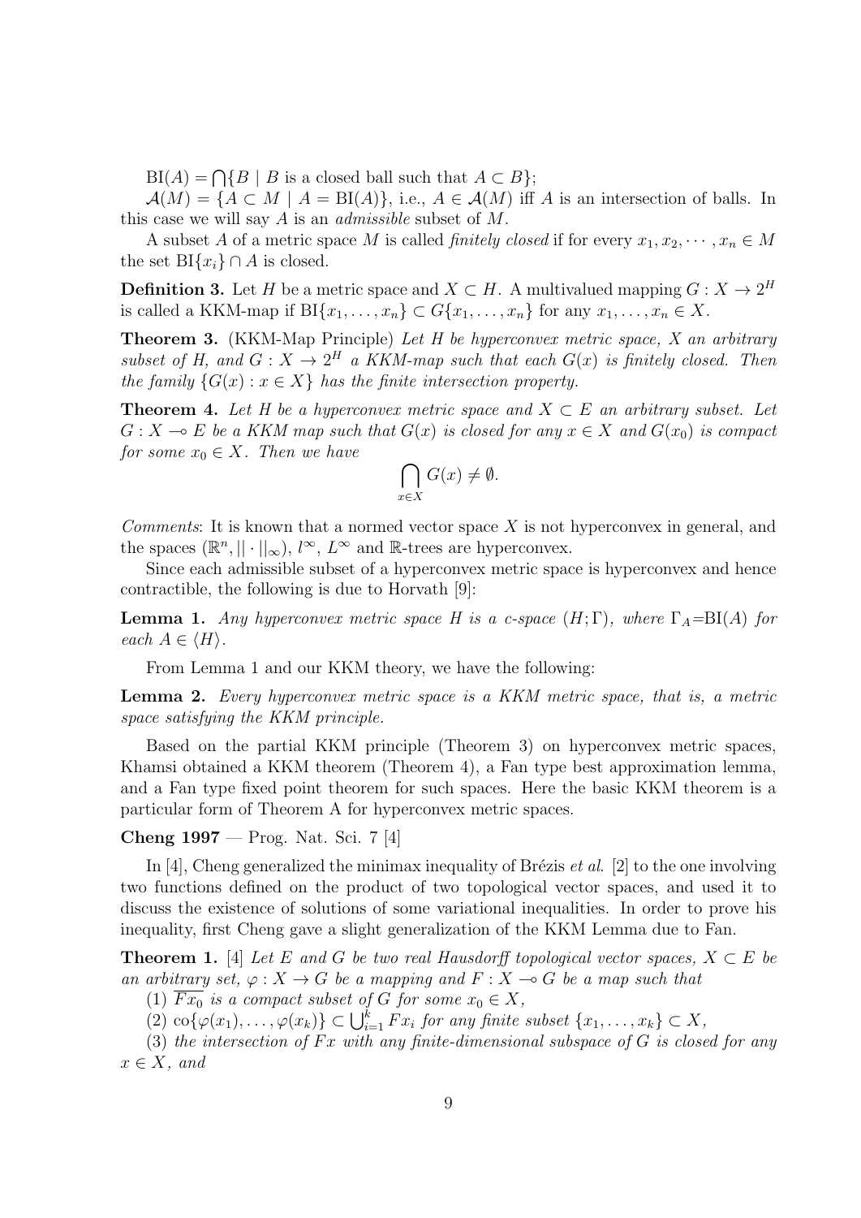$\mathrm{BI}(A) = \bigcap\{B \mid B \text{ is a closed ball such that } A \subset B\}$;

$\mathcal{A}(M) = \{A \subset M \mid A = \mathrm{BI}(A)\}$, i.e., $A \in \mathcal{A}(M)$ iff $A$ is an intersection of balls. In this case we will say $A$ is an *admissible* subset of $M$.

A subset $A$ of a metric space $M$ is called *finitely closed* if for every $x_1, x_2, \cdots, x_n \in M$ the set $\mathrm{BI}\{x_i\} \cap A$ is closed.

**Definition 3.** Let $H$ be a metric space and $X \subset H$. A multivalued mapping $G : X \to 2^H$ is called a KKM-map if $\mathrm{BI}\{x_1, \ldots, x_n\} \subset G\{x_1, \ldots, x_n\}$ for any $x_1, \ldots, x_n \in X$.

**Theorem 3.** (KKM-Map Principle) *Let $H$ be hyperconvex metric space, $X$ an arbitrary subset of $H$, and $G : X \to 2^H$ a KKM-map such that each $G(x)$ is finitely closed. Then the family $\{G(x) : x \in X\}$ has the finite intersection property.*

**Theorem 4.** *Let $H$ be a hyperconvex metric space and $X \subset E$ an arbitrary subset. Let $G : X \multimap E$ be a KKM map such that $G(x)$ is closed for any $x \in X$ and $G(x_0)$ is compact for some $x_0 \in X$. Then we have*

$$\bigcap_{x \in X} G(x) \neq \emptyset.$$

*Comments*: It is known that a normed vector space $X$ is not hyperconvex in general, and the spaces $(\mathbb{R}^n, ||\cdot||_\infty)$, $l^\infty$, $L^\infty$ and $\mathbb{R}$-trees are hyperconvex.

Since each admissible subset of a hyperconvex metric space is hyperconvex and hence contractible, the following is due to Horvath [9]:

**Lemma 1.** *Any hyperconvex metric space $H$ is a c-space $(H; \Gamma)$, where $\Gamma_A = \mathrm{BI}(A)$ for each $A \in \langle H \rangle$.*

From Lemma 1 and our KKM theory, we have the following:

**Lemma 2.** *Every hyperconvex metric space is a KKM metric space, that is, a metric space satisfying the KKM principle.*

Based on the partial KKM principle (Theorem 3) on hyperconvex metric spaces, Khamsi obtained a KKM theorem (Theorem 4), a Fan type best approximation lemma, and a Fan type fixed point theorem for such spaces. Here the basic KKM theorem is a particular form of Theorem A for hyperconvex metric spaces.

**Cheng 1997** — Prog. Nat. Sci. 7 [4]

In [4], Cheng generalized the minimax inequality of Brézis *et al*. [2] to the one involving two functions defined on the product of two topological vector spaces, and used it to discuss the existence of solutions of some variational inequalities. In order to prove his inequality, first Cheng gave a slight generalization of the KKM Lemma due to Fan.

**Theorem 1.** [4] *Let $E$ and $G$ be two real Hausdorff topological vector spaces, $X \subset E$ be an arbitrary set, $\varphi : X \to G$ be a mapping and $F : X \multimap G$ be a map such that*

(1) *$\overline{Fx_0}$ is a compact subset of $G$ for some $x_0 \in X$,*

(2) *$\mathrm{co}\{\varphi(x_1), \ldots, \varphi(x_k)\} \subset \bigcup_{i=1}^k Fx_i$ for any finite subset $\{x_1, \ldots, x_k\} \subset X$,*

(3) *the intersection of $Fx$ with any finite-dimensional subspace of $G$ is closed for any $x \in X$, and*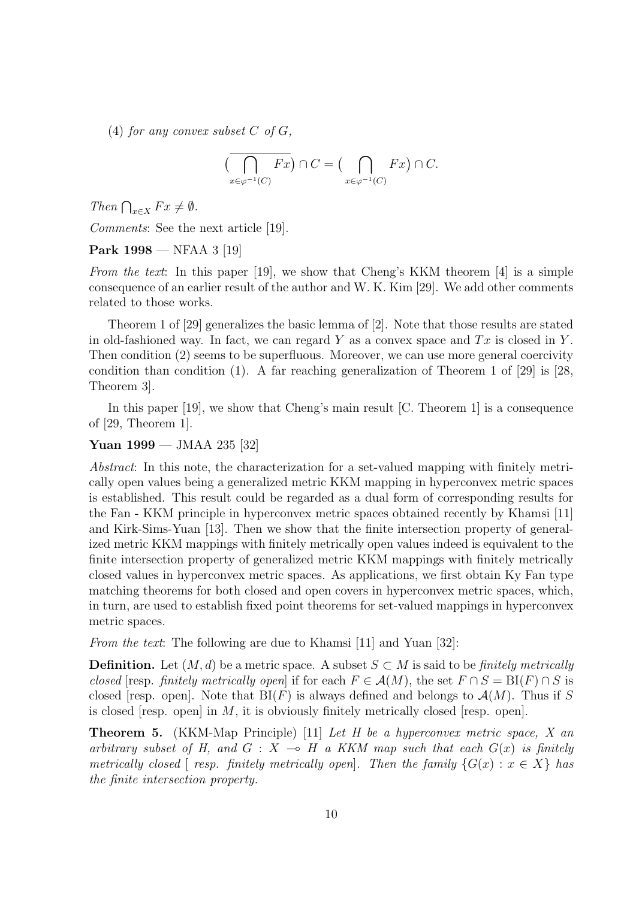(4) *for any convex subset $C$ of $G$,*

$$\overline{\Big(\bigcap_{x\in\varphi^{-1}(C)} Fx\Big)} \cap C = \Big(\bigcap_{x\in\varphi^{-1}(C)} Fx\Big) \cap C.$$

*Then* $\bigcap_{x\in X} Fx \neq \emptyset$.

*Comments*: See the next article [19].

**Park 1998** — NFAA 3 [19]

*From the text*: In this paper [19], we show that Cheng's KKM theorem [4] is a simple consequence of an earlier result of the author and W. K. Kim [29]. We add other comments related to those works.

Theorem 1 of [29] generalizes the basic lemma of [2]. Note that those results are stated in old-fashioned way. In fact, we can regard $Y$ as a convex space and $Tx$ is closed in $Y$. Then condition (2) seems to be superfluous. Moreover, we can use more general coercivity condition than condition (1). A far reaching generalization of Theorem 1 of [29] is [28, Theorem 3].

In this paper [19], we show that Cheng's main result [C. Theorem 1] is a consequence of [29, Theorem 1].

**Yuan 1999** — JMAA 235 [32]

*Abstract*: In this note, the characterization for a set-valued mapping with finitely metrically open values being a generalized metric KKM mapping in hyperconvex metric spaces is established. This result could be regarded as a dual form of corresponding results for the Fan - KKM principle in hyperconvex metric spaces obtained recently by Khamsi [11] and Kirk-Sims-Yuan [13]. Then we show that the finite intersection property of generalized metric KKM mappings with finitely metrically open values indeed is equivalent to the finite intersection property of generalized metric KKM mappings with finitely metrically closed values in hyperconvex metric spaces. As applications, we first obtain Ky Fan type matching theorems for both closed and open covers in hyperconvex metric spaces, which, in turn, are used to establish fixed point theorems for set-valued mappings in hyperconvex metric spaces.

*From the text*: The following are due to Khamsi [11] and Yuan [32]:

**Definition.** Let $(M, d)$ be a metric space. A subset $S \subset M$ is said to be *finitely metrically closed* [resp. *finitely metrically open*] if for each $F \in \mathcal{A}(M)$, the set $F \cap S = \mathrm{BI}(F) \cap S$ is closed [resp. open]. Note that $\mathrm{BI}(F)$ is always defined and belongs to $\mathcal{A}(M)$. Thus if $S$ is closed [resp. open] in $M$, it is obviously finitely metrically closed [resp. open].

**Theorem 5.** (KKM-Map Principle) [11] *Let $H$ be a hyperconvex metric space, $X$ an arbitrary subset of $H$, and $G : X \multimap H$ a KKM map such that each $G(x)$ is finitely metrically closed [ resp. finitely metrically open]. Then the family $\{G(x) : x \in X\}$ has the finite intersection property.*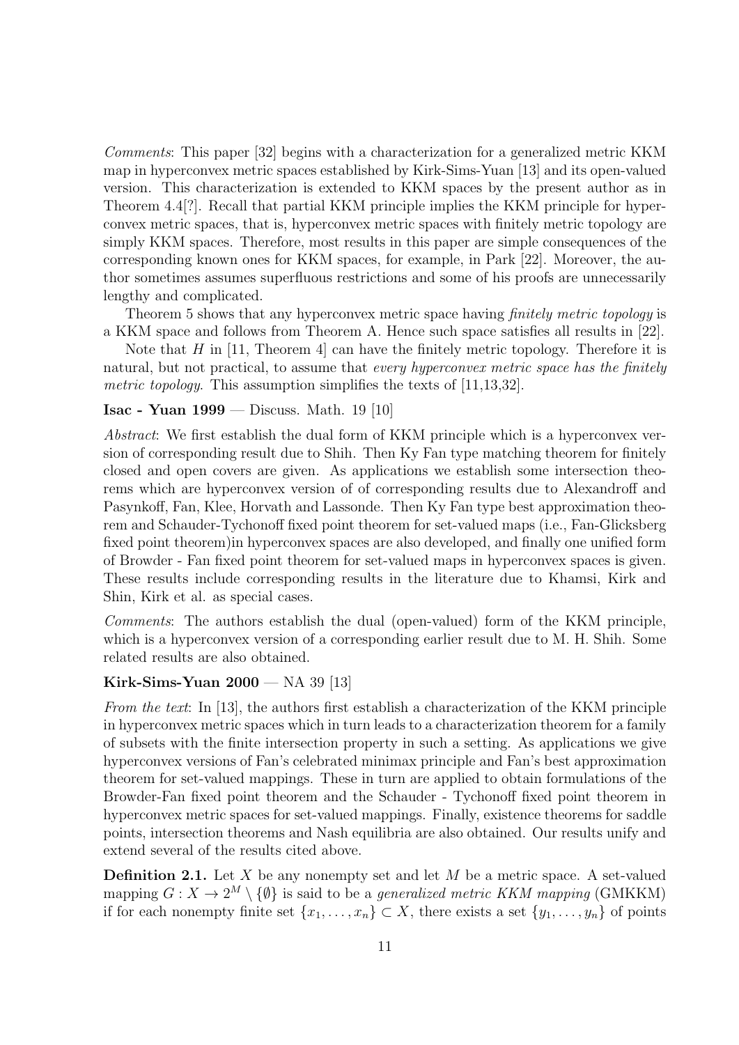*Comments*: This paper [32] begins with a characterization for a generalized metric KKM map in hyperconvex metric spaces established by Kirk-Sims-Yuan [13] and its open-valued version. This characterization is extended to KKM spaces by the present author as in Theorem 4.4[?]. Recall that partial KKM principle implies the KKM principle for hyperconvex metric spaces, that is, hyperconvex metric spaces with finitely metric topology are simply KKM spaces. Therefore, most results in this paper are simple consequences of the corresponding known ones for KKM spaces, for example, in Park [22]. Moreover, the author sometimes assumes superfluous restrictions and some of his proofs are unnecessarily lengthy and complicated.

Theorem 5 shows that any hyperconvex metric space having *finitely metric topology* is a KKM space and follows from Theorem A. Hence such space satisfies all results in [22].

Note that $H$ in [11, Theorem 4] can have the finitely metric topology. Therefore it is natural, but not practical, to assume that *every hyperconvex metric space has the finitely metric topology*. This assumption simplifies the texts of [11,13,32].

**Isac - Yuan 1999** — Discuss. Math. 19 [10]

*Abstract*: We first establish the dual form of KKM principle which is a hyperconvex version of corresponding result due to Shih. Then Ky Fan type matching theorem for finitely closed and open covers are given. As applications we establish some intersection theorems which are hyperconvex version of of corresponding results due to Alexandroff and Pasynkoff, Fan, Klee, Horvath and Lassonde. Then Ky Fan type best approximation theorem and Schauder-Tychonoff fixed point theorem for set-valued maps (i.e., Fan-Glicksberg fixed point theorem)in hyperconvex spaces are also developed, and finally one unified form of Browder - Fan fixed point theorem for set-valued maps in hyperconvex spaces is given. These results include corresponding results in the literature due to Khamsi, Kirk and Shin, Kirk et al. as special cases.

*Comments*: The authors establish the dual (open-valued) form of the KKM principle, which is a hyperconvex version of a corresponding earlier result due to M. H. Shih. Some related results are also obtained.

**Kirk-Sims-Yuan 2000** — NA 39 [13]

*From the text*: In [13], the authors first establish a characterization of the KKM principle in hyperconvex metric spaces which in turn leads to a characterization theorem for a family of subsets with the finite intersection property in such a setting. As applications we give hyperconvex versions of Fan's celebrated minimax principle and Fan's best approximation theorem for set-valued mappings. These in turn are applied to obtain formulations of the Browder-Fan fixed point theorem and the Schauder - Tychonoff fixed point theorem in hyperconvex metric spaces for set-valued mappings. Finally, existence theorems for saddle points, intersection theorems and Nash equilibria are also obtained. Our results unify and extend several of the results cited above.

**Definition 2.1.** Let $X$ be any nonempty set and let $M$ be a metric space. A set-valued mapping $G : X \to 2^M \setminus \{\emptyset\}$ is said to be a *generalized metric KKM mapping* (GMKKM) if for each nonempty finite set $\{x_1, \ldots, x_n\} \subset X$, there exists a set $\{y_1, \ldots, y_n\}$ of points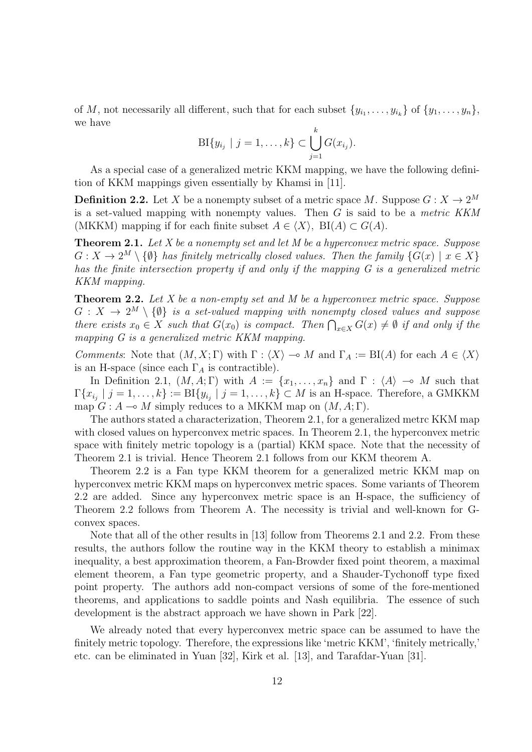of $M$, not necessarily all different, such that for each subset $\{y_{i_1}, \ldots, y_{i_k}\}$ of $\{y_1, \ldots, y_n\}$, we have

$$\mathrm{BI}\{y_{i_j} \mid j = 1, \ldots, k\} \subset \bigcup_{j=1}^{k} G(x_{i_j}).$$

As a special case of a generalized metric KKM mapping, we have the following definition of KKM mappings given essentially by Khamsi in [11].

**Definition 2.2.** Let $X$ be a nonempty subset of a metric space $M$. Suppose $G : X \to 2^M$ is a set-valued mapping with nonempty values. Then $G$ is said to be a *metric KKM* (MKKM) mapping if for each finite subset $A \in \langle X \rangle$, $\mathrm{BI}(A) \subset G(A)$.

**Theorem 2.1.** *Let $X$ be a nonempty set and let $M$ be a hyperconvex metric space. Suppose $G : X \to 2^M \setminus \{\emptyset\}$ has finitely metrically closed values. Then the family $\{G(x) \mid x \in X\}$ has the finite intersection property if and only if the mapping $G$ is a generalized metric KKM mapping.*

**Theorem 2.2.** *Let $X$ be a non-empty set and $M$ be a hyperconvex metric space. Suppose $G : X \to 2^M \setminus \{\emptyset\}$ is a set-valued mapping with nonempty closed values and suppose there exists $x_0 \in X$ such that $G(x_0)$ is compact. Then $\bigcap_{x \in X} G(x) \neq \emptyset$ if and only if the mapping $G$ is a generalized metric KKM mapping.*

*Comments*: Note that $(M, X; \Gamma)$ with $\Gamma : \langle X \rangle \multimap M$ and $\Gamma_A := \mathrm{BI}(A)$ for each $A \in \langle X \rangle$ is an H-space (since each $\Gamma_A$ is contractible).

In Definition 2.1, $(M, A; \Gamma)$ with $A := \{x_1, \ldots, x_n\}$ and $\Gamma : \langle A \rangle \multimap M$ such that $\Gamma\{x_{i_j} \mid j = 1, \ldots, k\} := \mathrm{BI}\{y_{i_j} \mid j = 1, \ldots, k\} \subset M$ is an H-space. Therefore, a GMKKM map $G : A \multimap M$ simply reduces to a MKKM map on $(M, A; \Gamma)$.

The authors stated a characterization, Theorem 2.1, for a generalized metrc KKM map with closed values on hyperconvex metric spaces. In Theorem 2.1, the hyperconvex metric space with finitely metric topology is a (partial) KKM space. Note that the necessity of Theorem 2.1 is trivial. Hence Theorem 2.1 follows from our KKM theorem A.

Theorem 2.2 is a Fan type KKM theorem for a generalized metric KKM map on hyperconvex metric KKM maps on hyperconvex metric spaces. Some variants of Theorem 2.2 are added. Since any hyperconvex metric space is an H-space, the sufficiency of Theorem 2.2 follows from Theorem A. The necessity is trivial and well-known for G-convex spaces.

Note that all of the other results in [13] follow from Theorems 2.1 and 2.2. From these results, the authors follow the routine way in the KKM theory to establish a minimax inequality, a best approximation theorem, a Fan-Browder fixed point theorem, a maximal element theorem, a Fan type geometric property, and a Shauder-Tychonoff type fixed point property. The authors add non-compact versions of some of the fore-mentioned theorems, and applications to saddle points and Nash equilibria. The essence of such development is the abstract approach we have shown in Park [22].

We already noted that every hyperconvex metric space can be assumed to have the finitely metric topology. Therefore, the expressions like 'metric KKM', 'finitely metrically,' etc. can be eliminated in Yuan [32], Kirk et al. [13], and Tarafdar-Yuan [31].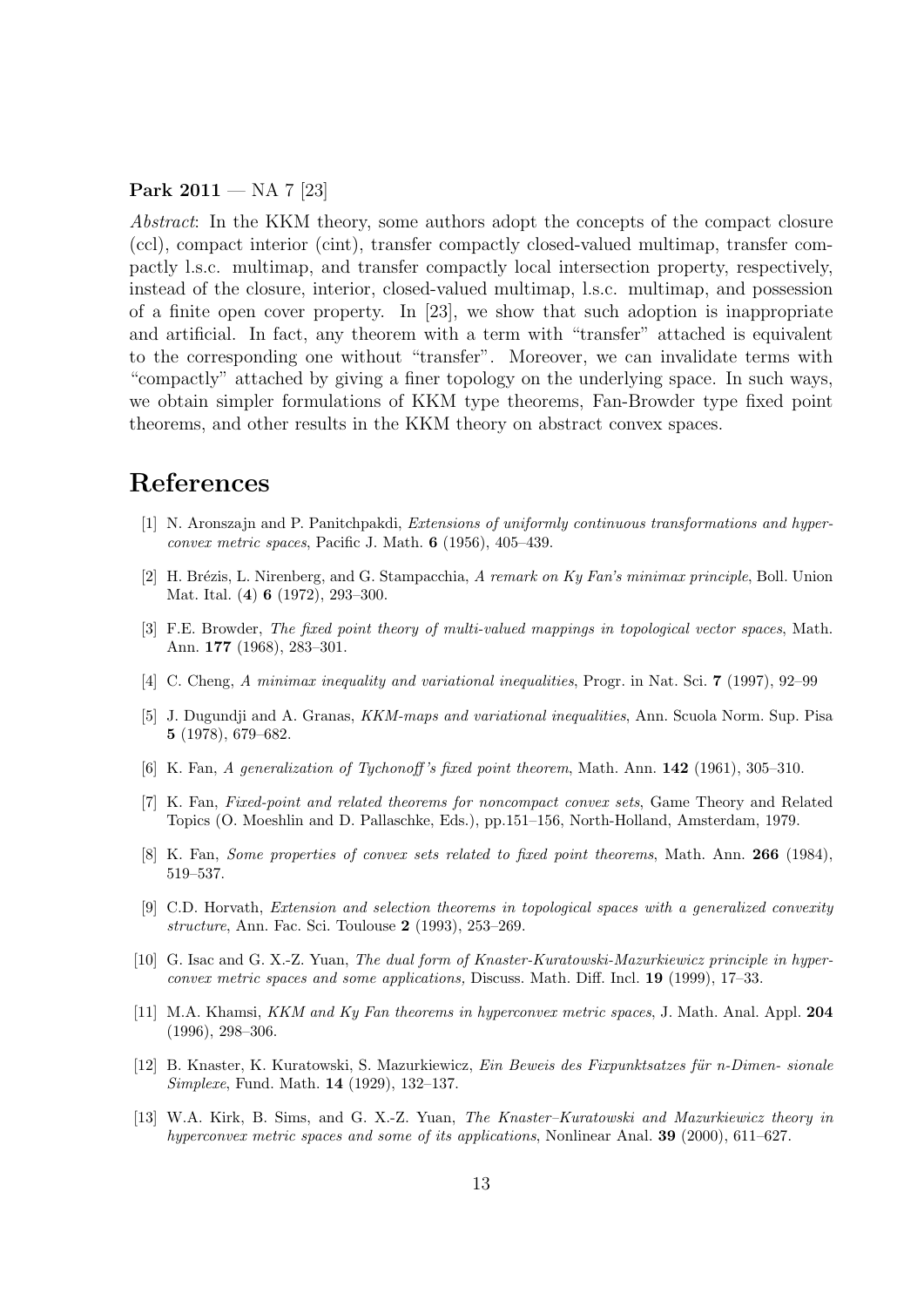**Park 2011** — NA 7 [23]

*Abstract*: In the KKM theory, some authors adopt the concepts of the compact closure (ccl), compact interior (cint), transfer compactly closed-valued multimap, transfer compactly l.s.c. multimap, and transfer compactly local intersection property, respectively, instead of the closure, interior, closed-valued multimap, l.s.c. multimap, and possession of a finite open cover property. In [23], we show that such adoption is inappropriate and artificial. In fact, any theorem with a term with "transfer" attached is equivalent to the corresponding one without "transfer". Moreover, we can invalidate terms with "compactly" attached by giving a finer topology on the underlying space. In such ways, we obtain simpler formulations of KKM type theorems, Fan-Browder type fixed point theorems, and other results in the KKM theory on abstract convex spaces.

# References

[1] N. Aronszajn and P. Panitchpakdi, *Extensions of uniformly continuous transformations and hyperconvex metric spaces*, Pacific J. Math. **6** (1956), 405–439.

[2] H. Brézis, L. Nirenberg, and G. Stampacchia, *A remark on Ky Fan's minimax principle*, Boll. Union Mat. Ital. (**4**) **6** (1972), 293–300.

[3] F.E. Browder, *The fixed point theory of multi-valued mappings in topological vector spaces*, Math. Ann. **177** (1968), 283–301.

[4] C. Cheng, *A minimax inequality and variational inequalities*, Progr. in Nat. Sci. **7** (1997), 92–99

[5] J. Dugundji and A. Granas, *KKM-maps and variational inequalities*, Ann. Scuola Norm. Sup. Pisa **5** (1978), 679–682.

[6] K. Fan, *A generalization of Tychonoff's fixed point theorem*, Math. Ann. **142** (1961), 305–310.

[7] K. Fan, *Fixed-point and related theorems for noncompact convex sets*, Game Theory and Related Topics (O. Moeshlin and D. Pallaschke, Eds.), pp.151–156, North-Holland, Amsterdam, 1979.

[8] K. Fan, *Some properties of convex sets related to fixed point theorems*, Math. Ann. **266** (1984), 519–537.

[9] C.D. Horvath, *Extension and selection theorems in topological spaces with a generalized convexity structure*, Ann. Fac. Sci. Toulouse **2** (1993), 253–269.

[10] G. Isac and G. X.-Z. Yuan, *The dual form of Knaster-Kuratowski-Mazurkiewicz principle in hyperconvex metric spaces and some applications,* Discuss. Math. Diff. Incl. **19** (1999), 17–33.

[11] M.A. Khamsi, *KKM and Ky Fan theorems in hyperconvex metric spaces*, J. Math. Anal. Appl. **204** (1996), 298–306.

[12] B. Knaster, K. Kuratowski, S. Mazurkiewicz, *Ein Beweis des Fixpunktsatzes für n-Dimen- sionale Simplexe*, Fund. Math. **14** (1929), 132–137.

[13] W.A. Kirk, B. Sims, and G. X.-Z. Yuan, *The Knaster–Kuratowski and Mazurkiewicz theory in hyperconvex metric spaces and some of its applications*, Nonlinear Anal. **39** (2000), 611–627.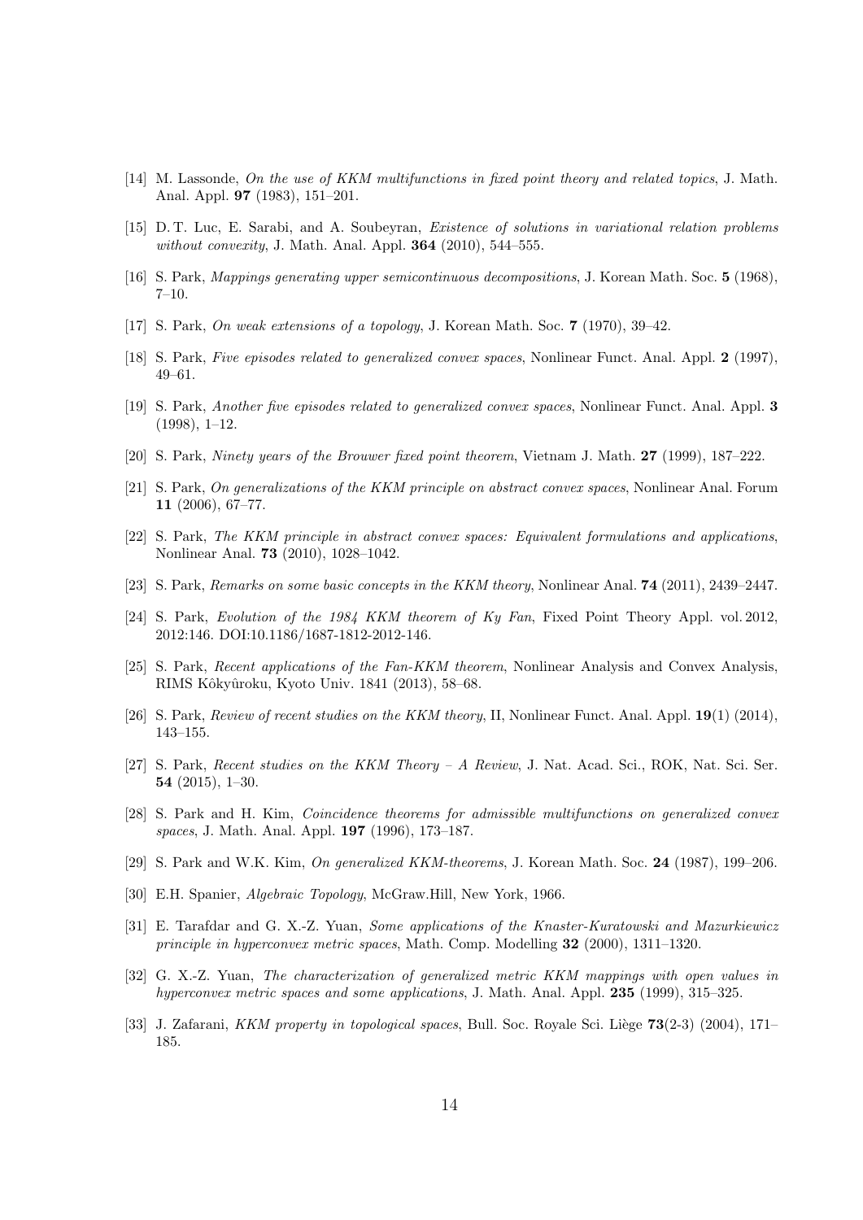[14] M. Lassonde, *On the use of KKM multifunctions in fixed point theory and related topics*, J. Math. Anal. Appl. **97** (1983), 151–201.

[15] D. T. Luc, E. Sarabi, and A. Soubeyran, *Existence of solutions in variational relation problems without convexity*, J. Math. Anal. Appl. **364** (2010), 544–555.

[16] S. Park, *Mappings generating upper semicontinuous decompositions*, J. Korean Math. Soc. **5** (1968), 7–10.

[17] S. Park, *On weak extensions of a topology*, J. Korean Math. Soc. **7** (1970), 39–42.

[18] S. Park, *Five episodes related to generalized convex spaces*, Nonlinear Funct. Anal. Appl. **2** (1997), 49–61.

[19] S. Park, *Another five episodes related to generalized convex spaces*, Nonlinear Funct. Anal. Appl. **3** (1998), 1–12.

[20] S. Park, *Ninety years of the Brouwer fixed point theorem*, Vietnam J. Math. **27** (1999), 187–222.

[21] S. Park, *On generalizations of the KKM principle on abstract convex spaces*, Nonlinear Anal. Forum **11** (2006), 67–77.

[22] S. Park, *The KKM principle in abstract convex spaces: Equivalent formulations and applications*, Nonlinear Anal. **73** (2010), 1028–1042.

[23] S. Park, *Remarks on some basic concepts in the KKM theory*, Nonlinear Anal. **74** (2011), 2439–2447.

[24] S. Park, *Evolution of the 1984 KKM theorem of Ky Fan*, Fixed Point Theory Appl. vol. 2012, 2012:146. DOI:10.1186/1687-1812-2012-146.

[25] S. Park, *Recent applications of the Fan-KKM theorem*, Nonlinear Analysis and Convex Analysis, RIMS Kôkyûroku, Kyoto Univ. 1841 (2013), 58–68.

[26] S. Park, *Review of recent studies on the KKM theory*, II, Nonlinear Funct. Anal. Appl. **19**(1) (2014), 143–155.

[27] S. Park, *Recent studies on the KKM Theory – A Review*, J. Nat. Acad. Sci., ROK, Nat. Sci. Ser. **54** (2015), 1–30.

[28] S. Park and H. Kim, *Coincidence theorems for admissible multifunctions on generalized convex spaces*, J. Math. Anal. Appl. **197** (1996), 173–187.

[29] S. Park and W.K. Kim, *On generalized KKM-theorems*, J. Korean Math. Soc. **24** (1987), 199–206.

[30] E.H. Spanier, *Algebraic Topology*, McGraw.Hill, New York, 1966.

[31] E. Tarafdar and G. X.-Z. Yuan, *Some applications of the Knaster-Kuratowski and Mazurkiewicz principle in hyperconvex metric spaces*, Math. Comp. Modelling **32** (2000), 1311–1320.

[32] G. X.-Z. Yuan, *The characterization of generalized metric KKM mappings with open values in hyperconvex metric spaces and some applications*, J. Math. Anal. Appl. **235** (1999), 315–325.

[33] J. Zafarani, *KKM property in topological spaces*, Bull. Soc. Royale Sci. Liège **73**(2-3) (2004), 171–185.